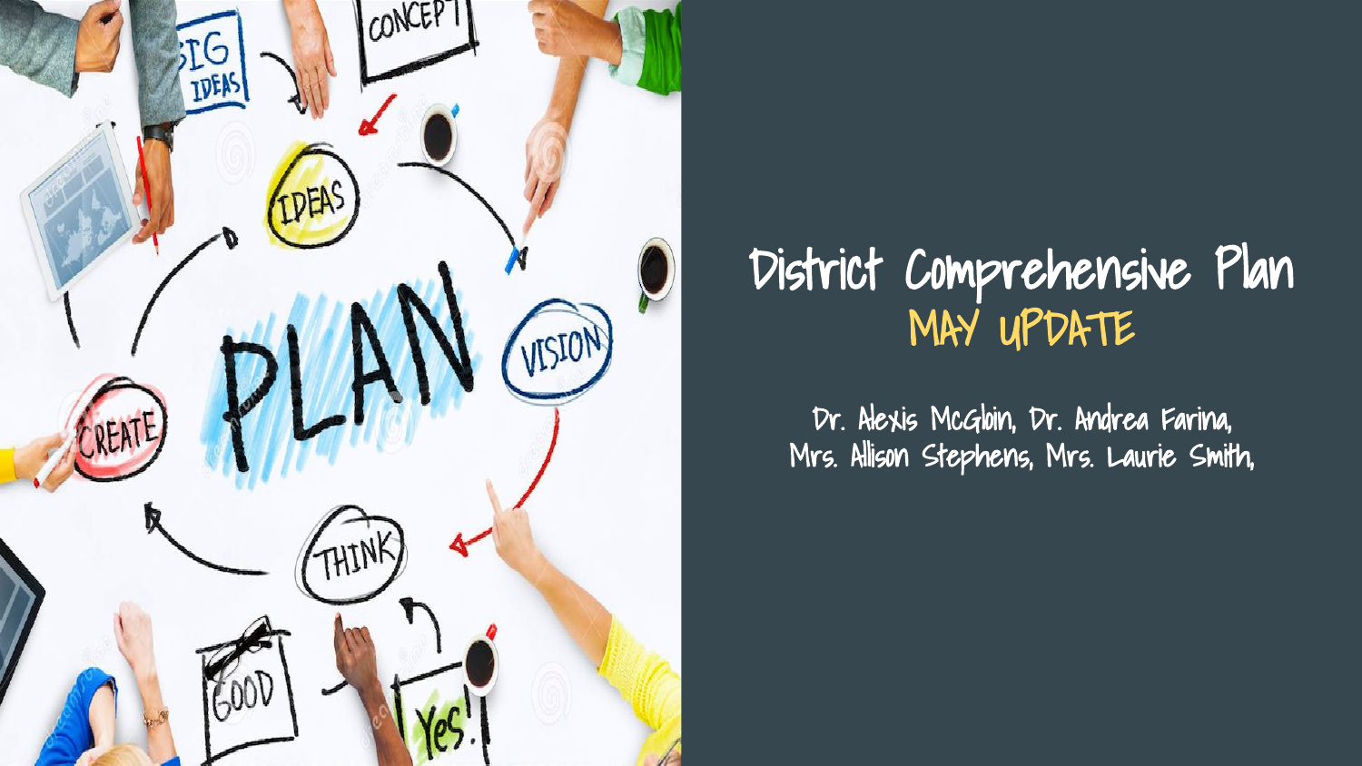# District Comprehensive Plan

## MAY UPDATE

Dr. Alexis McGloin, Dr. Andrea Farina,
Mrs. Allison Stephens, Mrs. Laurie Smith,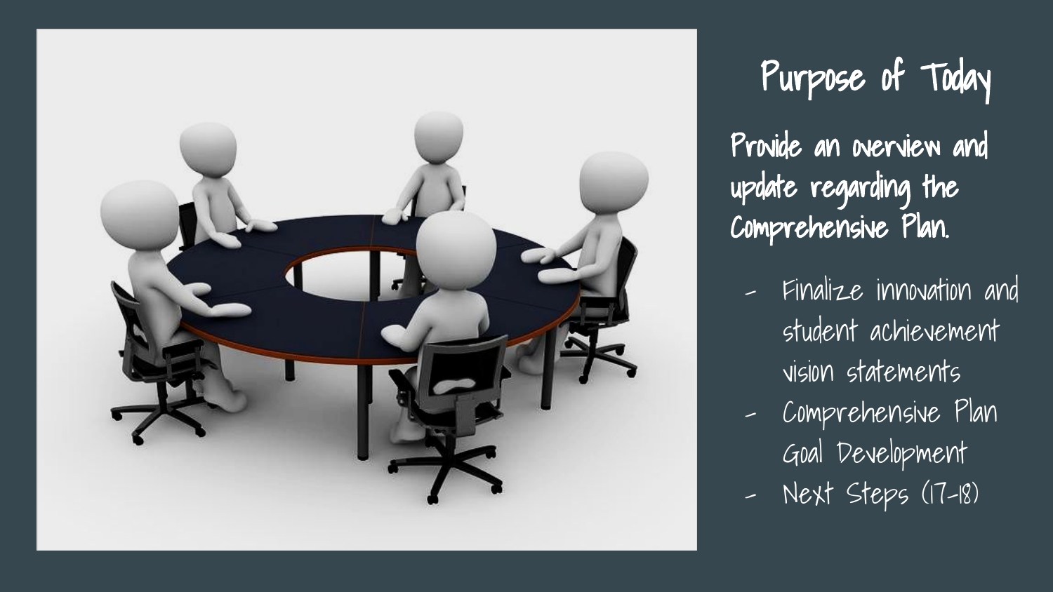# Purpose of Today

**Provide an overview and update regarding the Comprehensive Plan.**

- Finalize innovation and student achievement vision statements
- Comprehensive Plan Goal Development
- Next Steps (17-18)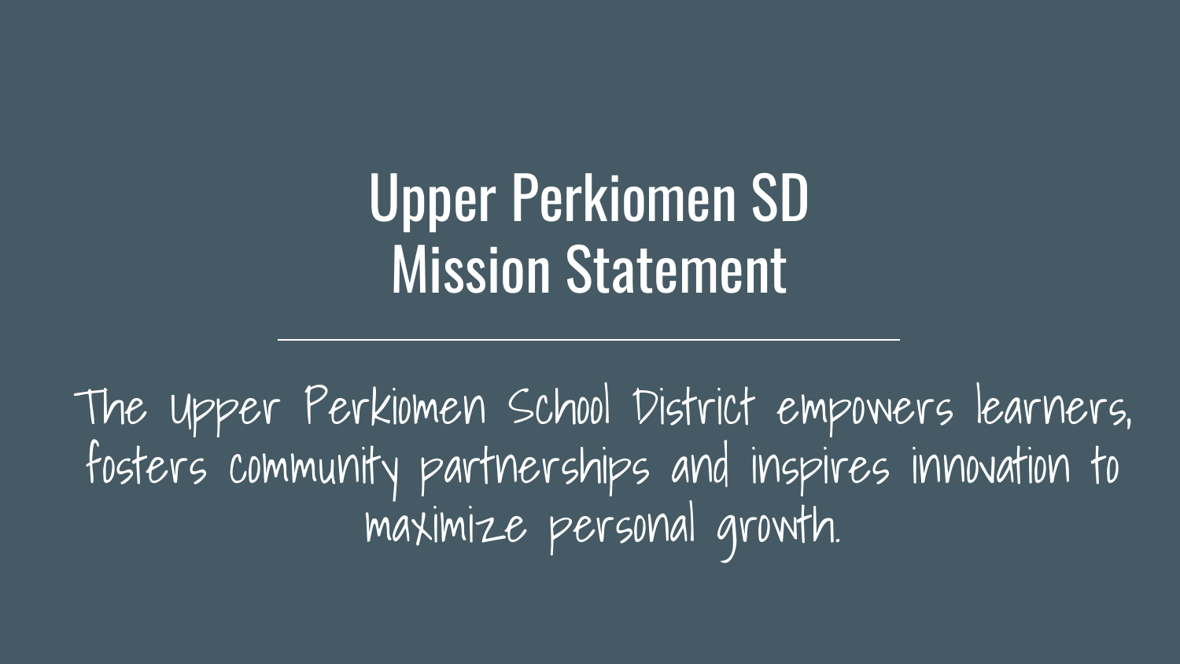# Upper Perkiomen SD
# Mission Statement

The Upper Perkiomen School District empowers learners, fosters community partnerships and inspires innovation to maximize personal growth.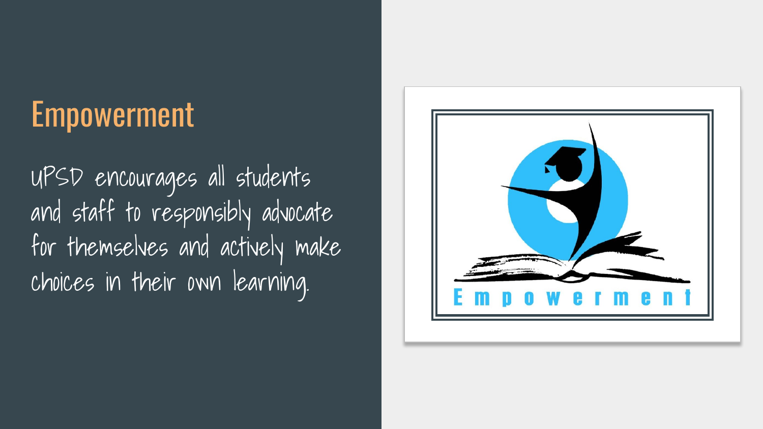# Empowerment

UPSD encourages all students and staff to responsibly advocate for themselves and actively make choices in their own learning.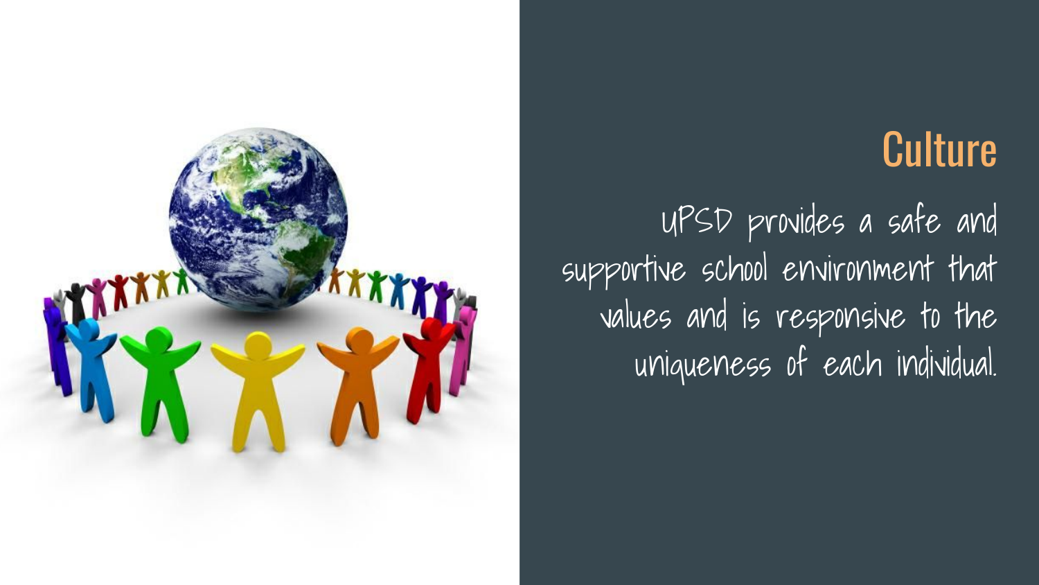## Culture

UPSD provides a safe and supportive school environment that values and is responsive to the uniqueness of each individual.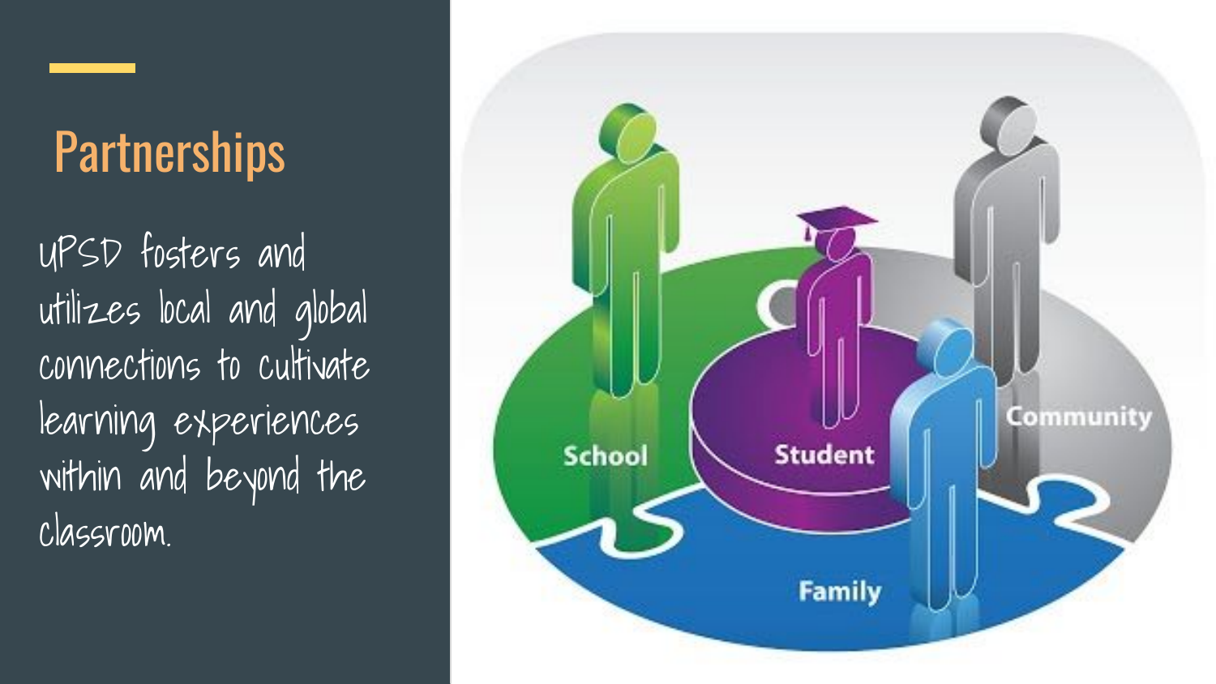# Partnerships

UPSD fosters and utilizes local and global connections to cultivate learning experiences within and beyond the classroom.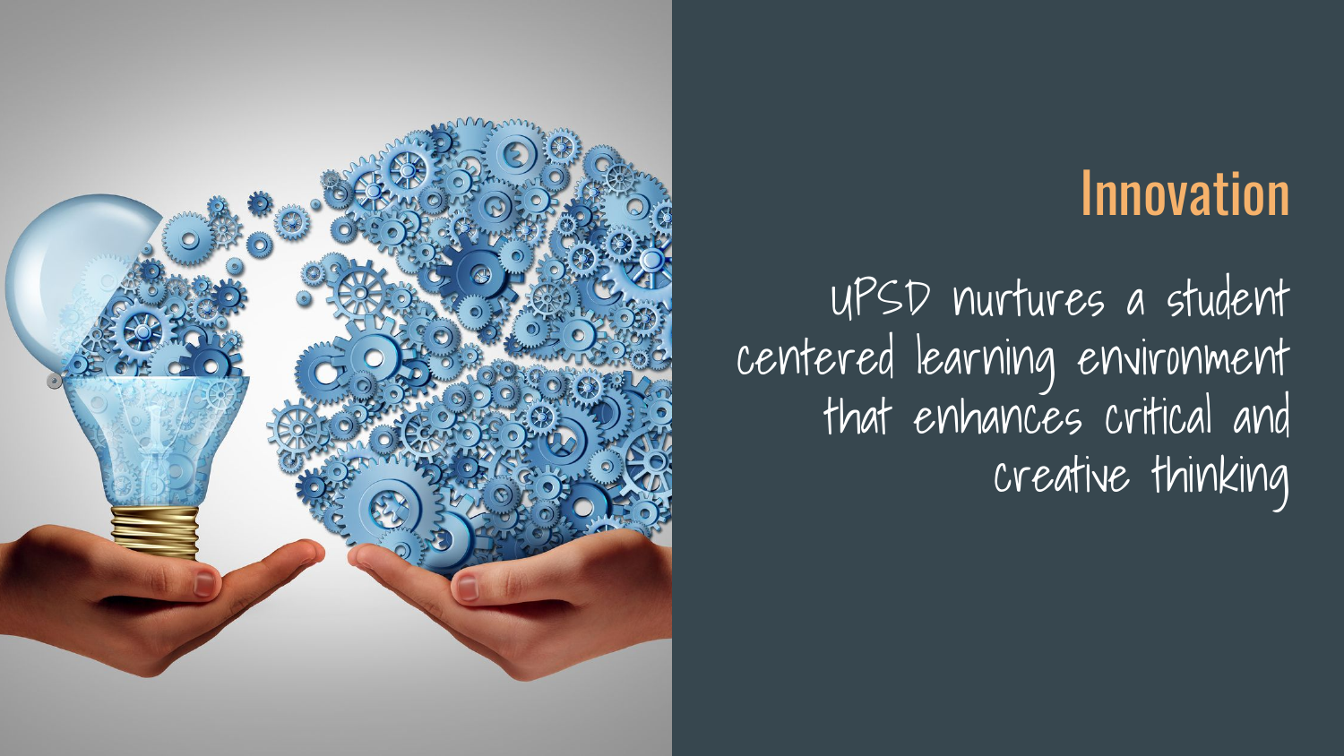# Innovation

UPSD nurtures a student centered learning environment that enhances critical and creative thinking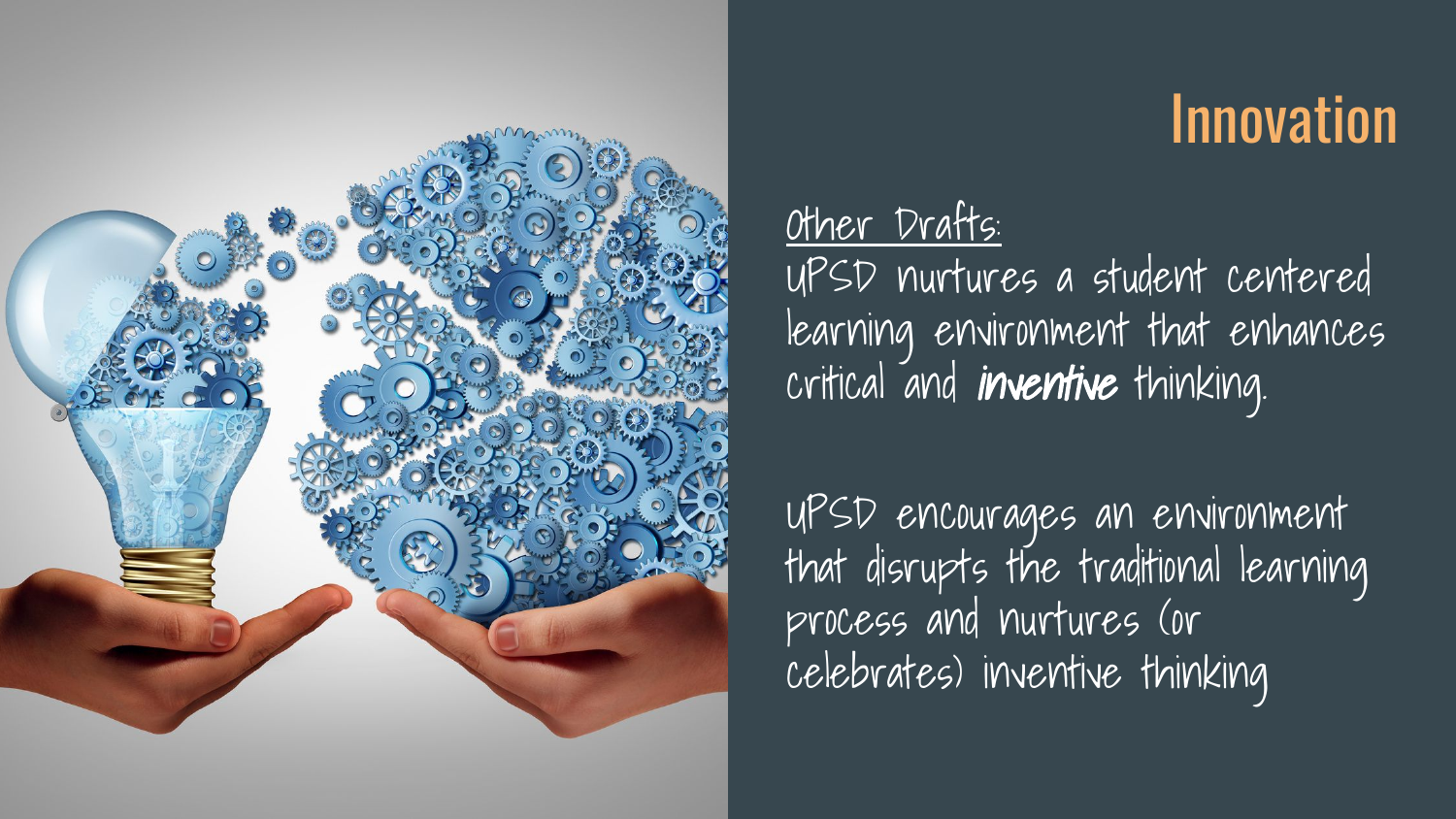# Innovation

<u>Other Drafts:</u>

UPSD nurtures a student centered learning environment that enhances critical and ***inventive*** thinking.

UPSD encourages an environment that disrupts the traditional learning process and nurtures (or celebrates) inventive thinking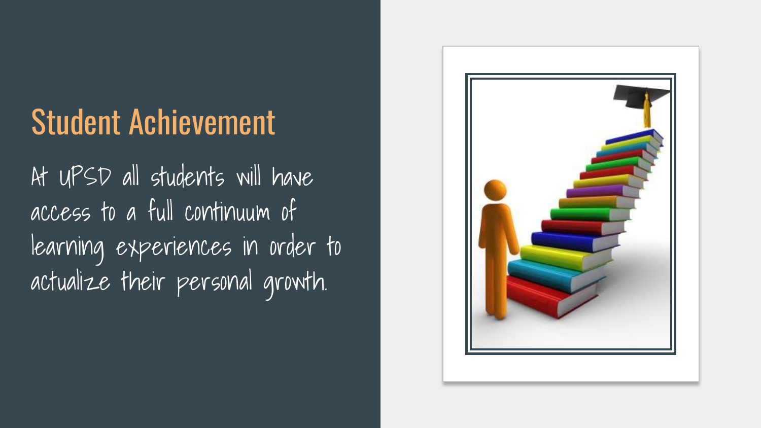# Student Achievement

At UPSD all students will have access to a full continuum of learning experiences in order to actualize their personal growth.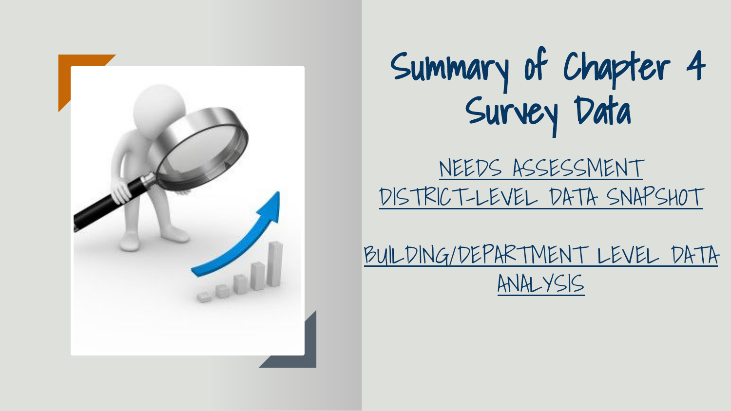# Summary of Chapter 4 Survey Data

NEEDS ASSESSMENT DISTRICT-LEVEL DATA SNAPSHOT

BUILDING/DEPARTMENT LEVEL DATA ANALYSIS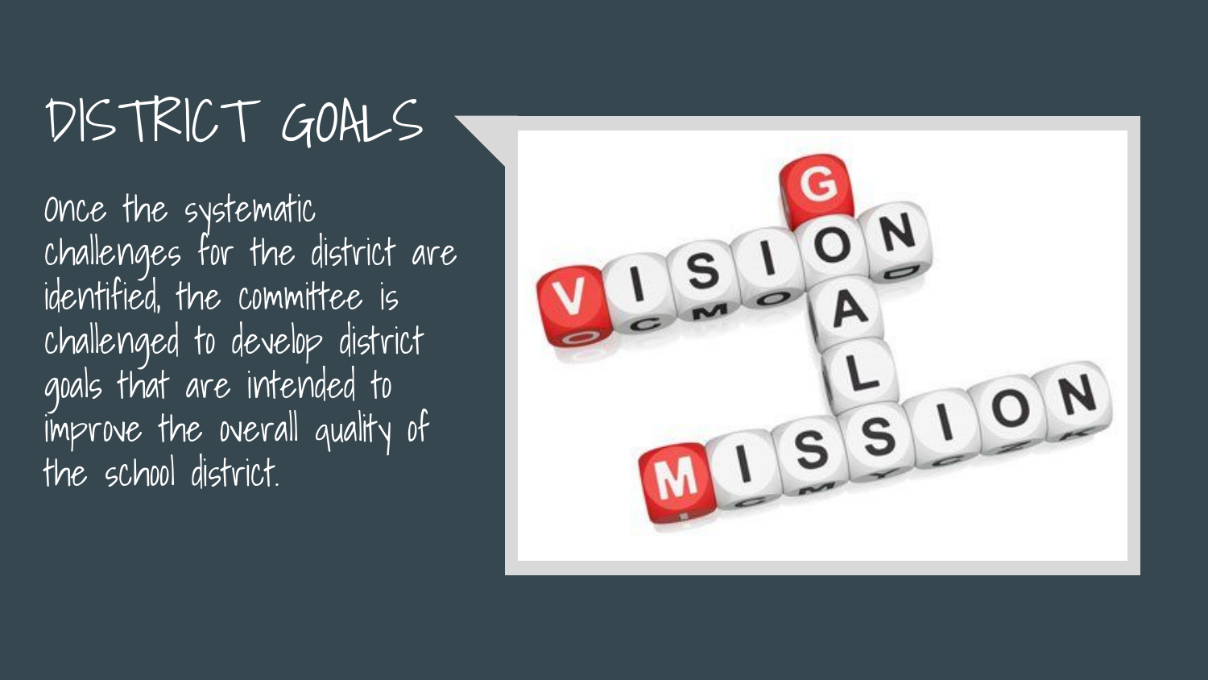# DISTRICT GOALS

Once the systematic challenges for the district are identified, the committee is challenged to develop district goals that are intended to improve the overall quality of the school district.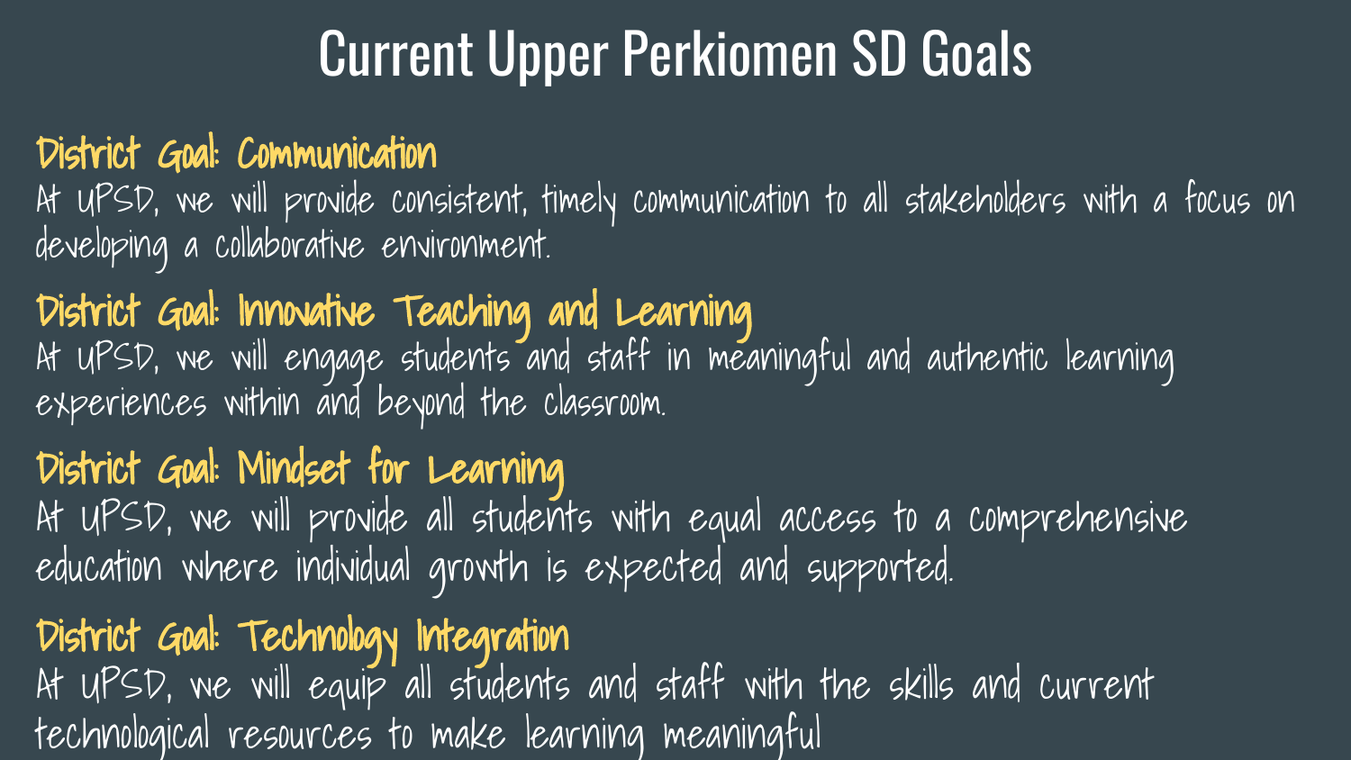# Current Upper Perkiomen SD Goals

## District Goal: Communication

At UPSD, we will provide consistent, timely communication to all stakeholders with a focus on developing a collaborative environment.

## District Goal: Innovative Teaching and Learning

At UPSD, we will engage students and staff in meaningful and authentic learning experiences within and beyond the classroom.

## District Goal: Mindset for Learning

At UPSD, we will provide all students with equal access to a comprehensive education where individual growth is expected and supported.

## District Goal: Technology Integration

At UPSD, we will equip all students and staff with the skills and current technological resources to make learning meaningful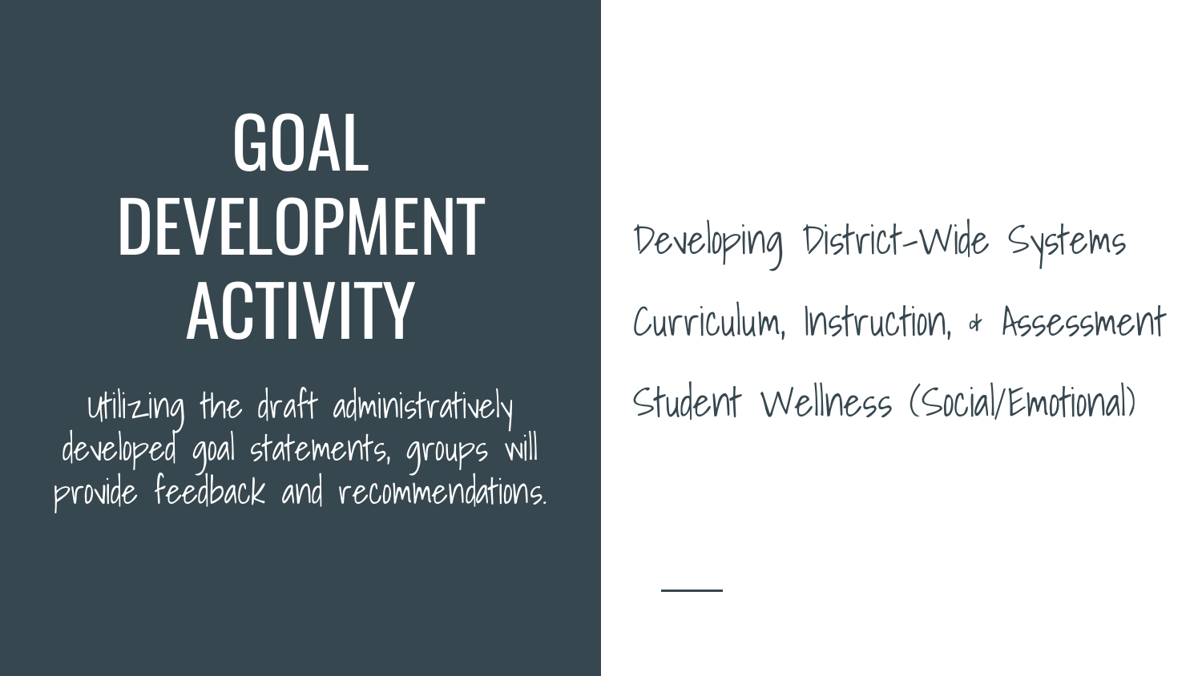# GOAL DEVELOPMENT ACTIVITY

Utilizing the draft administratively developed goal statements, groups will provide feedback and recommendations.

Developing District-Wide Systems

Curriculum, Instruction, & Assessment

Student Wellness (Social/Emotional)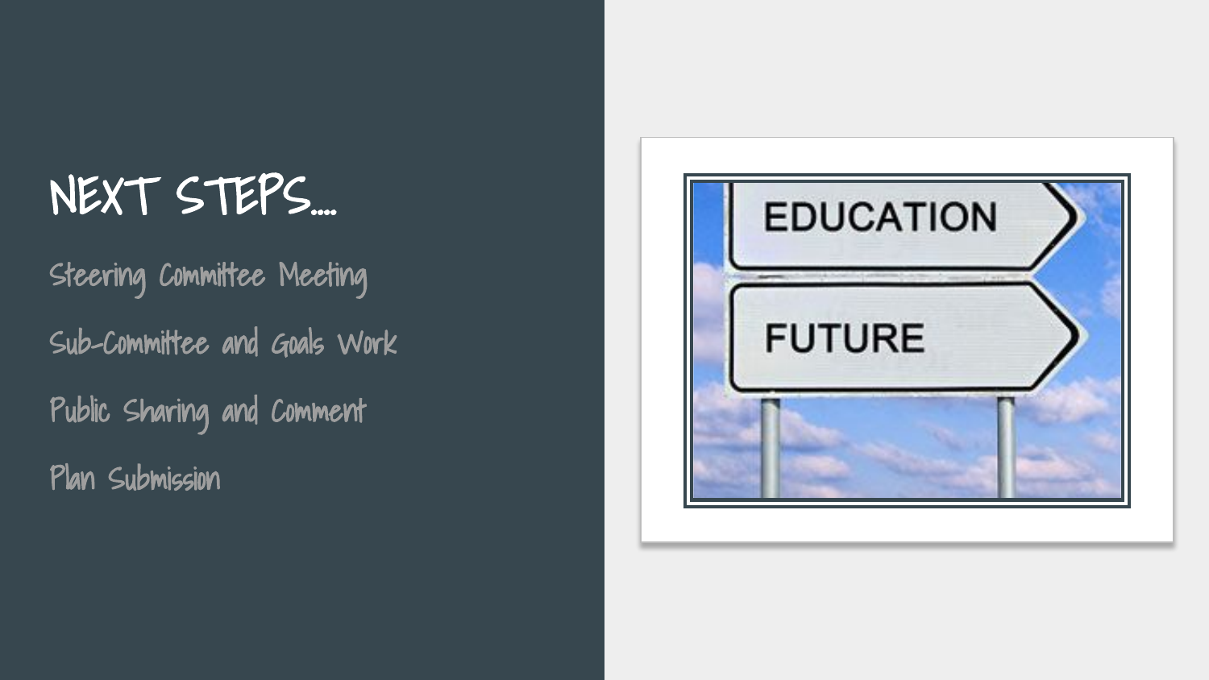# NEXT STEPS…

Steering Committee Meeting

Sub-Committee and Goals Work

Public Sharing and Comment

Plan Submission